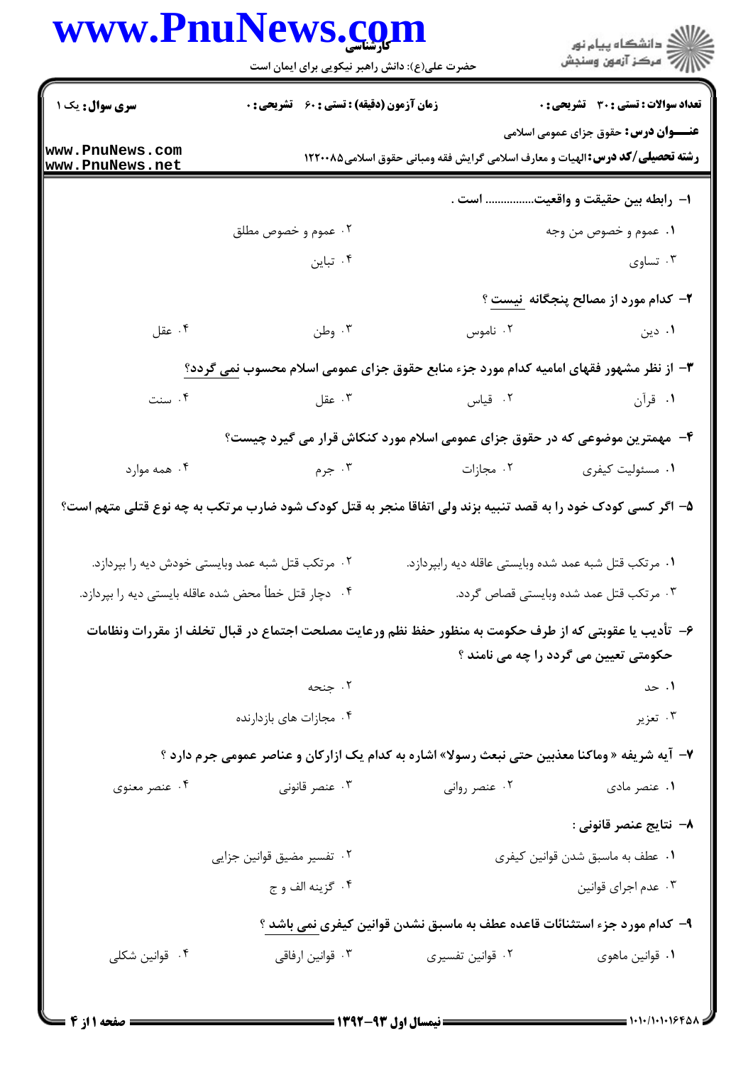**سری سوال:** یک ۱ | **زمان آزمون (دقیقه) : تستی : ۶۰ تشریحی : ۰** | **تعداد سوالات : تستی : ۳۰ تشریحی : ۰**

**عنـــوان درس:** حقوق جزای عمومی اسلامی

**رشته تحصیلی/کد درس:** الهیات و معارف اسلامی گرایش فقه ومبانی حقوق اسلامی۱۲۲۰۰۸۵

**۱- رابطه بین حقیقت و واقعیت................ است .**

۱. عموم و خصوص من وجه
۲. عموم و خصوص مطلق
۳. تساوی
۴. تباین

**۲- کدام مورد از مصالح پنجگانه نیست ؟**

۱. دین
۲. ناموس
۳. وطن
۴. عقل

**۳- از نظر مشهور فقهای امامیه کدام مورد جزء منابع حقوق جزای عمومی اسلام محسوب نمی گردد؟**

۱. قرآن
۲. قیاس
۳. عقل
۴. سنت

**۴- مهمترین موضوعی که در حقوق جزای عمومی اسلام مورد کنکاش قرار می گیرد چیست؟**

۱. مسئولیت کیفری
۲. مجازات
۳. جرم
۴. همه موارد

**۵- اگر کسی کودک خود را به قصد تنبیه بزند ولی اتفاقا منجر به قتل کودک شود ضارب مرتکب به چه نوع قتلی متهم است؟**

۱. مرتکب قتل شبه عمد شده وبایستی عاقله دیه رابپردازد.
۲. مرتکب قتل شبه عمد وبایستی خودش دیه را بپردازد.
۳. مرتکب قتل عمد شده وبایستی قصاص گردد.
۴. دچار قتل خطأ محض شده عاقله بایستی دیه را بپردازد.

**۶- تأدیب یا عقوبتی که از طرف حکومت به منظور حفظ نظم ورعایت مصلحت اجتماع در قبال تخلف از مقررات ونظامات حکومتی تعیین می گردد را چه می نامند ؟**

۱. حد
۲. جنحه
۳. تعزیر
۴. مجازات های بازدارنده

**۷- آیه شریفه « وماکنا معذبین حتی نبعث رسولا» اشاره به کدام یک ازارکان و عناصر عمومی جرم دارد ؟**

۱. عنصر مادی
۲. عنصر روانی
۳. عنصر قانونی
۴. عنصر معنوی

**۸- نتایج عنصر قانونی :**

۱. عطف به ماسبق شدن قوانین کیفری
۲. تفسیر مضیق قوانین جزایی
۳. عدم اجرای قوانین
۴. گزینه الف و ج

**۹- کدام مورد جزء استثنائات قاعده عطف به ماسبق نشدن قوانین کیفری نمی باشد ؟**

۱. قوانین ماهوی
۲. قوانین تفسیری
۳. قوانین ارفاقی
۴. قوانین شکلی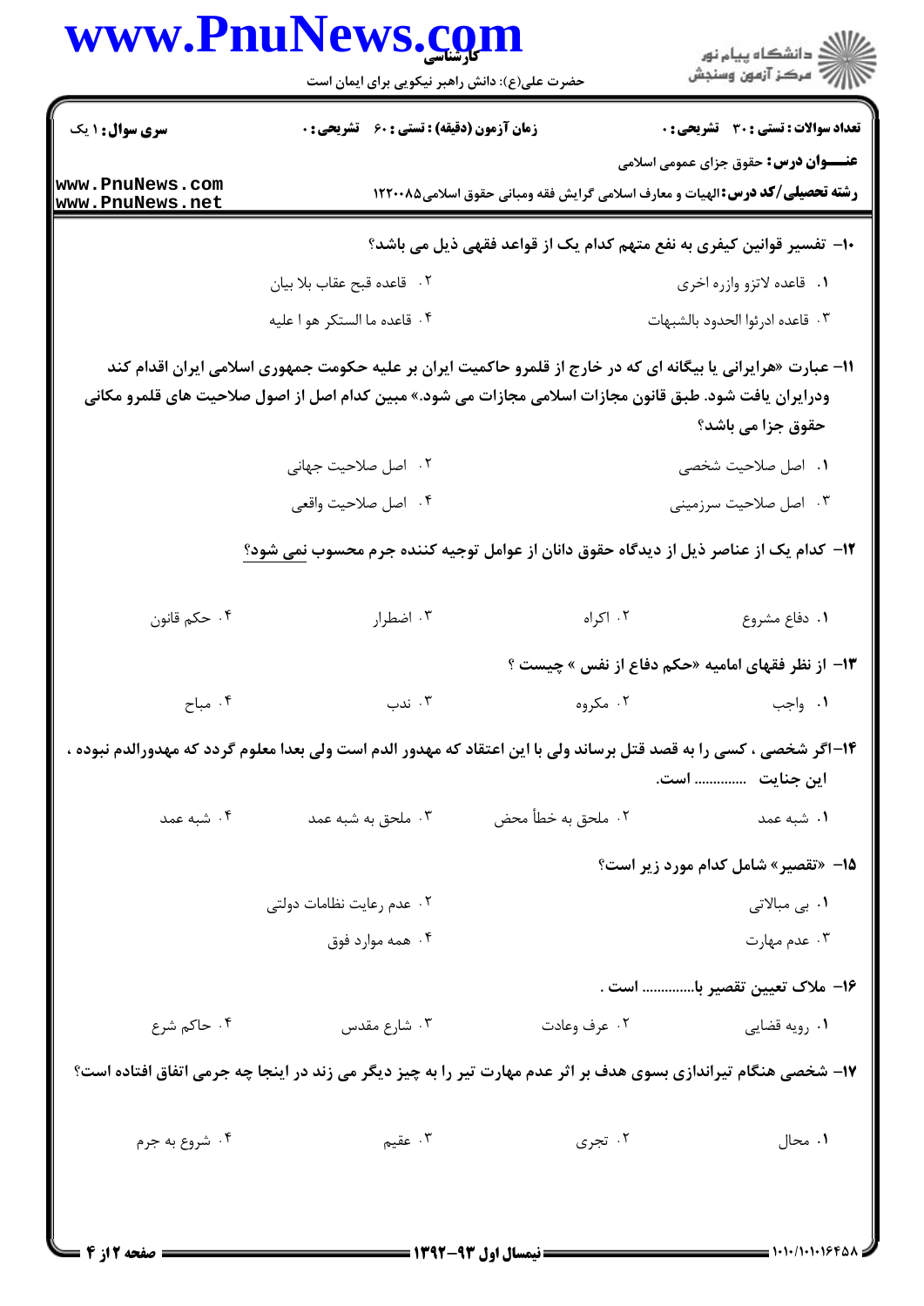۱۰- تفسیر قوانین کیفری به نفع متهم کدام یک از قواعد فقهی ذیل می باشد؟

۱. قاعده لاتزو وازره اخری

۲. قاعده قبح عقاب بلا بیان

۳. قاعده ادرئوا الحدود بالشبهات

۴. قاعده ما الستکر هو ا علیه

۱۱- عبارت «هرایرانی یا بیگانه ای که در خارج از قلمرو حاکمیت ایران بر علیه حکومت جمهوری اسلامی ایران اقدام کند ودرایران یافت شود. طبق قانون مجازات اسلامی مجازات می شود.» مبین کدام اصل از اصول صلاحیت های قلمرو مکانی حقوق جزا می باشد؟

۱. اصل صلاحیت شخصی

۲. اصل صلاحیت جهانی

۳. اصل صلاحیت سرزمینی

۴. اصل صلاحیت واقعی

۱۲- کدام یک از عناصر ذیل از دیدگاه حقوق دانان از عوامل توجیه کننده جرم محسوب نمی شود؟

۱. دفاع مشروع

۲. اکراه

۳. اضطرار

۴. حکم قانون

۱۳- از نظر فقهای امامیه «حکم دفاع از نفس» چیست ؟

۱. واجب

۲. مکروه

۳. ندب

۴. مباح

۱۴-اگر شخصی ، کسی را به قصد قتل برساند ولی با این اعتقاد که مهدور الدم است ولی بعدا معلوم گردد که مهدورالدم نبوده ، این جنایت ............. است.

۱. شبه عمد

۲. ملحق به خطأ محض

۳. ملحق به شبه عمد

۴. شبه عمد

۱۵- «تقصیر» شامل کدام مورد زیر است؟

۱. بی مبالاتی

۲. عدم رعایت نظامات دولتی

۳. عدم مهارت

۴. همه موارد فوق

۱۶- ملاک تعیین تقصیر با............. است .

۱. رویه قضایی

۲. عرف وعادت

۳. شارع مقدس

۴. حاکم شرع

۱۷- شخصی هنگام تیراندازی بسوی هدف بر اثر عدم مهارت تیر را به چیز دیگر می زند در اینجا چه جرمی اتفاق افتاده است؟

۱. محال

۲. تجری

۳. عقیم

۴. شروع به جرم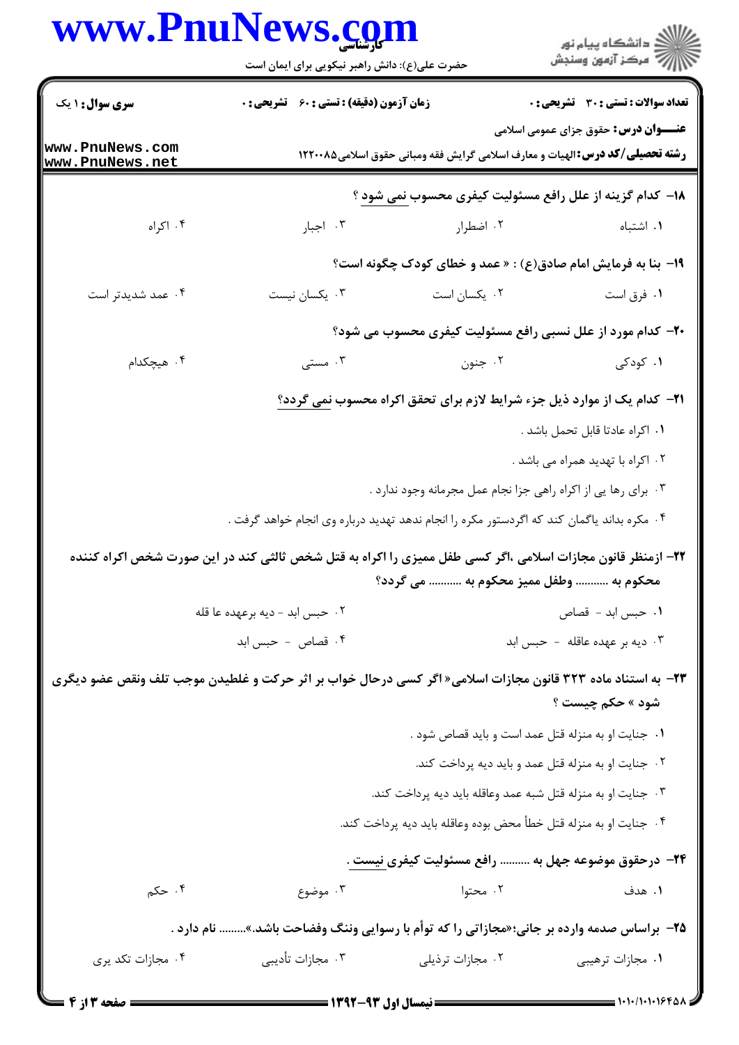سری سوال: ۱ یک | زمان آزمون (دقیقه) : تستی : ۶۰ تشریحی : ۰ | تعداد سوالات : تستی : ۳۰ تشریحی : ۰

**عنـــوان درس:** حقوق جزای عمومی اسلامی

**رشته تحصیلی/کد درس:** الهیات و معارف اسلامی گرایش فقه ومبانی حقوق اسلامی۱۲۲۰۰۸۵

۱۸- کدام گزینه از علل رافع مسئولیت کیفری محسوب نمی شود ؟

۱. اشتباه
۲. اضطرار
۳. اجبار
۴. اکراه

۱۹- بنا به فرمایش امام صادق(ع) : « عمد و خطای کودک چگونه است؟

۱. فرق است
۲. یکسان است
۳. یکسان نیست
۴. عمد شدیدتر است

۲۰- کدام مورد از علل نسبی رافع مسئولیت کیفری محسوب می شود؟

۱. کودکی
۲. جنون
۳. مستی
۴. هیچکدام

۲۱- کدام یک از موارد ذیل جزء شرایط لازم برای تحقق اکراه محسوب نمی گردد؟

۱. اکراه عادتا قابل تحمل باشد .
۲. اکراه با تهدید همراه می باشد .
۳. برای رها یی از اکراه راهی جزا نجام عمل مجرمانه وجود ندارد .
۴. مکره بداند یاگمان کند که اگردستور مکره را انجام ندهد تهدید درباره وی انجام خواهد گرفت .

۲۲- ازمنظر قانون مجازات اسلامی ،اگر کسی طفل ممیزی را اکراه به قتل شخص ثالثی کند در این صورت شخص اکراه کننده محکوم به ........... وطفل ممیز محکوم به ........... می گردد؟

۱. حبس ابد - قصاص
۲. حبس ابد - دیه برعهده عا قله
۳. دیه بر عهده عاقله - حبس ابد
۴. قصاص - حبس ابد

۲۳- به استناد ماده ۳۲۳ قانون مجازات اسلامی« اگر کسی درحال خواب بر اثر حرکت و غلطیدن موجب تلف ونقص عضو دیگری شود » حکم چیست ؟

۱. جنایت او به منزله قتل عمد است و باید قصاص شود .
۲. جنایت او به منزله قتل عمد و باید دیه پرداخت کند.
۳. جنایت او به منزله قتل شبه عمد وعاقله باید دیه پرداخت کند.
۴. جنایت او به منزله قتل خطأ محض بوده وعاقله باید دیه پرداخت کند.

۲۴- درحقوق موضوعه جهل به .......... رافع مسئولیت کیفری نیست .

۱. هدف
۲. محتوا
۳. موضوع
۴. حکم

۲۵- براساس صدمه وارده بر جانی؛«مجازاتی را که توأم با رسوایی وننگ وفضاحت باشد.»......... نام دارد .

۱. مجازات ترهیبی
۲. مجازات ترذیلی
۳. مجازات تأدیبی
۴. مجازات تکد یری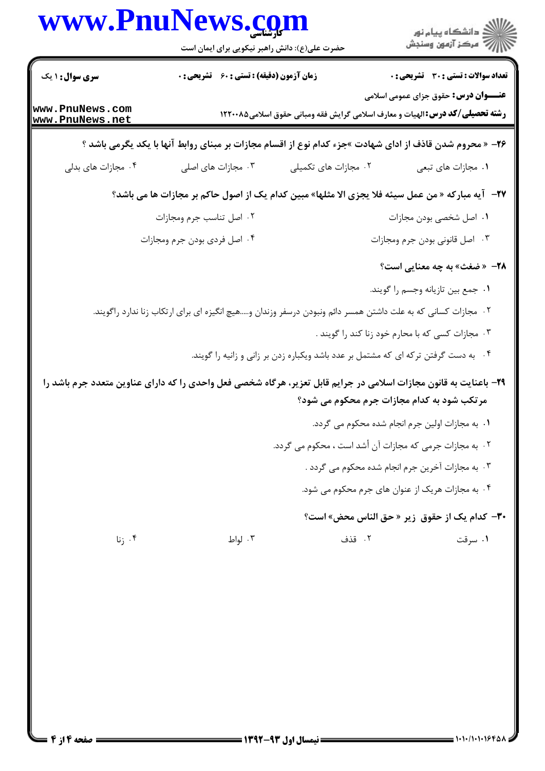**۲۶- « محروم شدن قاذف از ادای شهادت »جزء کدام نوع از اقسام مجازات بر مبنای روابط آنها با یکد یگرمی باشد ؟**

۱. مجازات های تبعی

۲. مجازات های تکمیلی

۳. مجازات های اصلی

۴. مجازات های بدلی

**۲۷- آیه مبارکه « من عمل سیئه فلا یجزی الا مثلها» مبین کدام یک از اصول حاکم بر مجازات ها می باشد؟**

۱. اصل شخصی بودن مجازات

۲. اصل تناسب جرم ومجازات

۳. اصل قانونی بودن جرم ومجازات

۴. اصل فردی بودن جرم ومجازات

**۲۸- « ضغث» به چه معنایی است؟**

۱. جمع بین تازیانه وجسم را گویند.

۲. مجازات کسانی که به علت داشتن همسر دائم ونبودن درسفر وزندان و.....هیچ انگیزه ای برای ارتکاب زنا ندارد راگویند.

۳. مجازات کسی که با محارم خود زنا کند را گویند .

۴. به دست گرفتن ترکه ای که مشتمل بر عدد باشد ویکباره زدن بر زانی و زانیه را گویند.

**۲۹- باعنایت به قانون مجازات اسلامی در جرایم قابل تعزیر، هرگاه شخصی فعل واحدی را که دارای عناوین متعدد جرم باشد را مرتکب شود به کدام مجازات جرم محکوم می شود؟**

۱. به مجازات اولین جرم انجام شده محکوم می گردد.

۲. به مجازات جرمی که مجازات آن أشد است ، محکوم می گردد.

۳. به مجازات آخرین جرم انجام شده محکوم می گردد .

۴. به مجازات هریک از عنوان های جرم محکوم می شود.

**۳۰- کدام یک از حقوق زیر « حق الناس محض» است؟**

۱. سرقت

۲. قذف

۳. لواط

۴. زنا